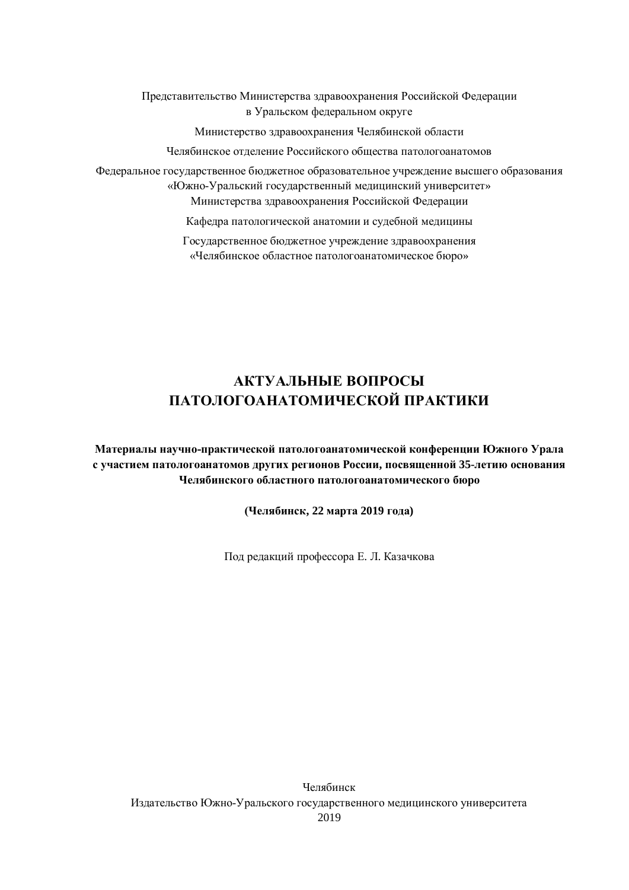Представительство Министерства здравоохранения Российской Федерации
в Уральском федеральном округе

Министерство здравоохранения Челябинской области

Челябинское отделение Российского общества патологоанатомов

Федеральное государственное бюджетное образовательное учреждение высшего образования
«Южно-Уральский государственный медицинский университет»
Министерства здравоохранения Российской Федерации

Кафедра патологической анатомии и судебной медицины

Государственное бюджетное учреждение здравоохранения
«Челябинское областное патологоанатомическое бюро»

# АКТУАЛЬНЫЕ ВОПРОСЫ ПАТОЛОГОАНАТОМИЧЕСКОЙ ПРАКТИКИ

**Материалы научно-практической патологоанатомической конференции Южного Урала с участием патологоанатомов других регионов России, посвященной 35-летию основания Челябинского областного патологоанатомического бюро**

**(Челябинск, 22 марта 2019 года)**

Под редакций профессора Е. Л. Казачкова

Челябинск
Издательство Южно-Уральского государственного медицинского университета
2019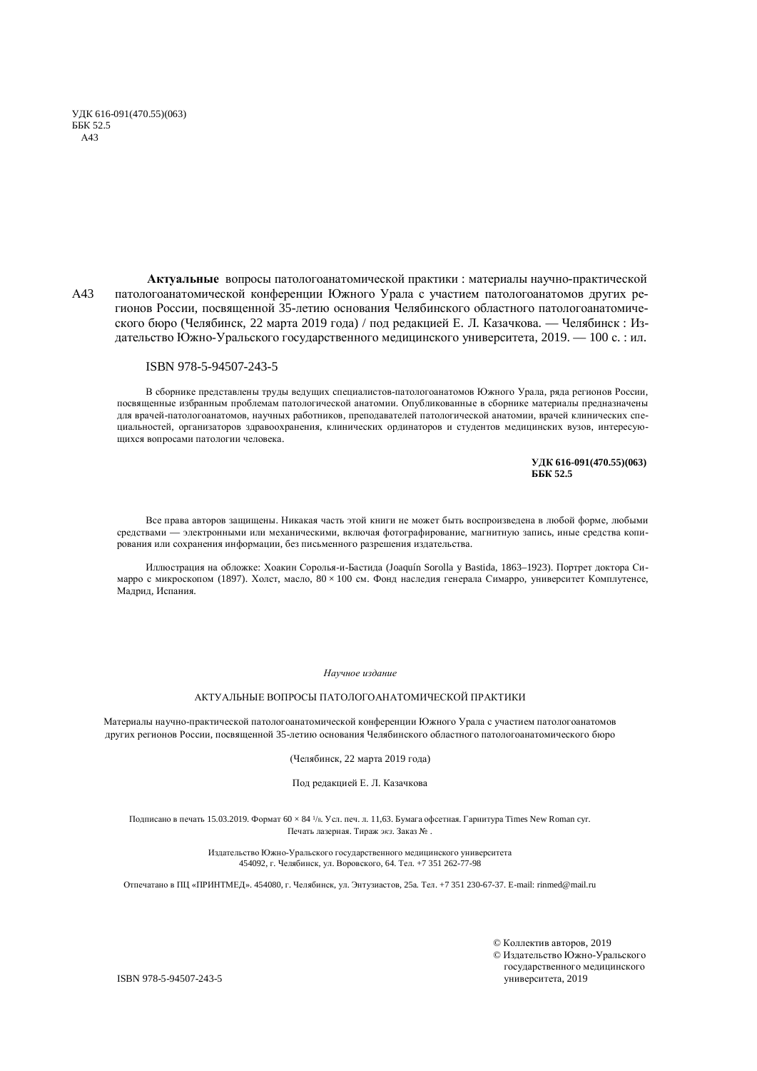УДК 616-091(470.55)(063)
ББК 52.5
А43

А43 **Актуальные** вопросы патологоанатомической практики : материалы научно-практической патологоанатомической конференции Южного Урала с участием патологоанатомов других регионов России, посвященной 35-летию основания Челябинского областного патологоанатомического бюро (Челябинск, 22 марта 2019 года) / под редакцией Е. Л. Казачкова. — Челябинск : Издательство Южно-Уральского государственного медицинского университета, 2019. — 100 с. : ил.

ISBN 978-5-94507-243-5

В сборнике представлены труды ведущих специалистов-патологоанатомов Южного Урала, ряда регионов России, посвященные избранным проблемам патологической анатомии. Опубликованные в сборнике материалы предназначены для врачей-патологоанатомов, научных работников, преподавателей патологической анатомии, врачей клинических специальностей, организаторов здравоохранения, клинических ординаторов и студентов медицинских вузов, интересующихся вопросами патологии человека.

**УДК 616-091(470.55)(063)**
**ББК 52.5**

Все права авторов защищены. Никакая часть этой книги не может быть воспроизведена в любой форме, любыми средствами — электронными или механическими, включая фотографирование, магнитную запись, иные средства копирования или сохранения информации, без письменного разрешения издательства.

Иллюстрация на обложке: Хоакин Соролья-и-Бастида (Joaquín Sorolla y Bastida, 1863–1923). Портрет доктора Симарро с микроскопом (1897). Холст, масло, 80 × 100 см. Фонд наследия генерала Симарро, университет Комплутенсе, Мадрид, Испания.

*Научное издание*

АКТУАЛЬНЫЕ ВОПРОСЫ ПАТОЛОГОАНАТОМИЧЕСКОЙ ПРАКТИКИ

Материалы научно-практической патологоанатомической конференции Южного Урала с участием патологоанатомов других регионов России, посвященной 35-летию основания Челябинского областного патологоанатомического бюро

(Челябинск, 22 марта 2019 года)

Под редакцией Е. Л. Казачкова

Подписано в печать 15.03.2019. Формат 60 × 84 1/8. Усл. печ. л. 11,63. Бумага офсетная. Гарнитура Times New Roman cyr. Печать лазерная. Тираж экз. Заказ № .

Издательство Южно-Уральского государственного медицинского университета
454092, г. Челябинск, ул. Воровского, 64. Тел. +7 351 262-77-98

Отпечатано в ПЦ «ПРИНТМЕД». 454080, г. Челябинск, ул. Энтузиастов, 25а. Тел. +7 351 230-67-37. E-mail: rinmed@mail.ru

ISBN 978-5-94507-243-5

© Коллектив авторов, 2019
© Издательство Южно-Уральского государственного медицинского университета, 2019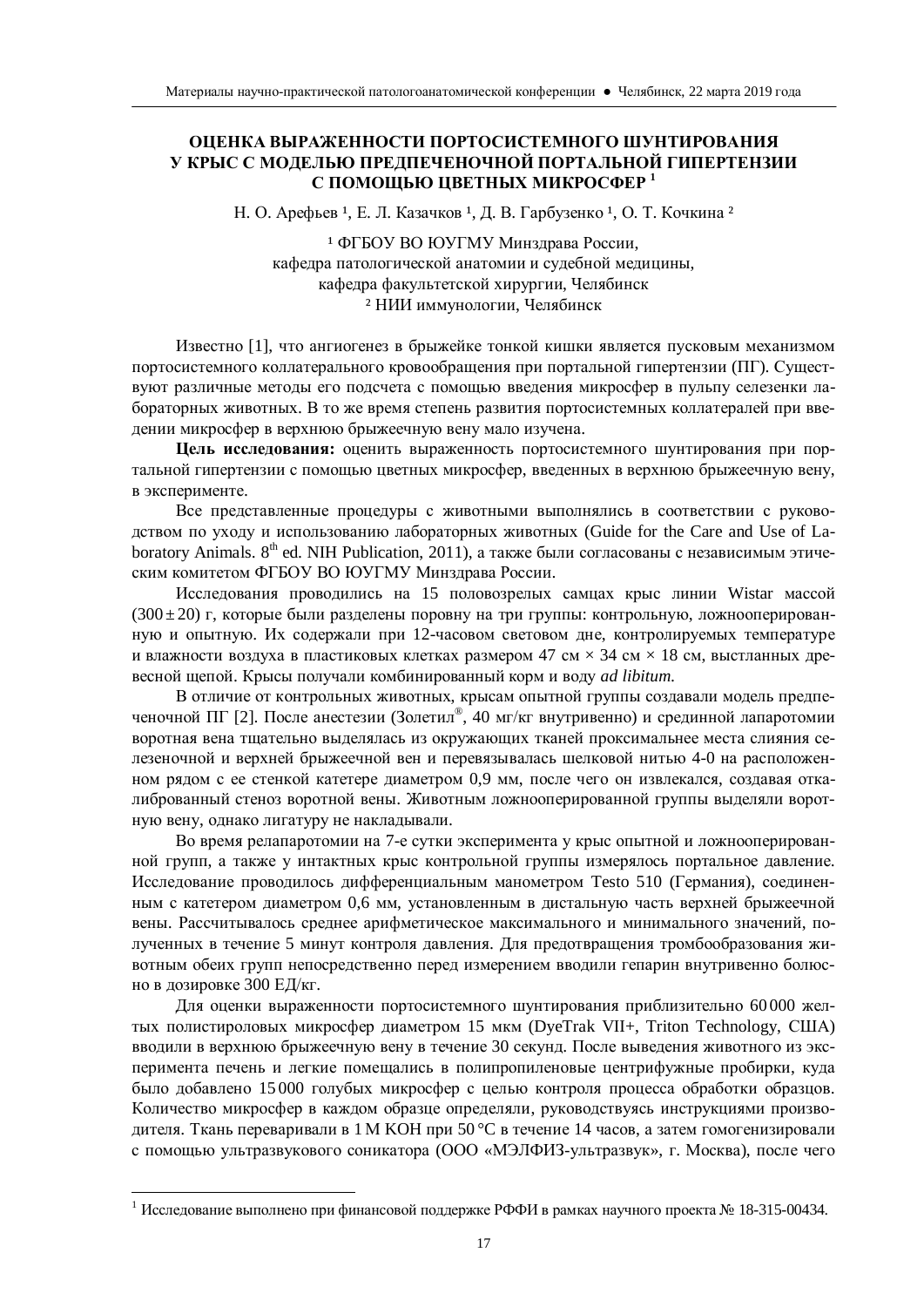# ОЦЕНКА ВЫРАЖЕННОСТИ ПОРТОСИСТЕМНОГО ШУНТИРОВАНИЯ У КРЫС С МОДЕЛЬЮ ПРЕДПЕЧЕНОЧНОЙ ПОРТАЛЬНОЙ ГИПЕРТЕНЗИИ С ПОМОЩЬЮ ЦВЕТНЫХ МИКРОСФЕР [1]

Н. О. Арефьев [1], Е. Л. Казачков [1], Д. В. Гарбузенко [1], О. Т. Кочкина [2]

[1] ФГБОУ ВО ЮУГМУ Минздрава России,
кафедра патологической анатомии и судебной медицины,
кафедра факультетской хирургии, Челябинск
[2] НИИ иммунологии, Челябинск

Известно [1], что ангиогенез в брыжейке тонкой кишки является пусковым механизмом портосистемного коллатерального кровообращения при портальной гипертензии (ПГ). Существуют различные методы его подсчета с помощью введения микросфер в пульпу селезенки лабораторных животных. В то же время степень развития портосистемных коллатералей при введении микросфер в верхнюю брыжеечную вену мало изучена.

**Цель исследования:** оценить выраженность портосистемного шунтирования при портальной гипертензии с помощью цветных микросфер, введенных в верхнюю брыжеечную вену, в эксперименте.

Все представленные процедуры с животными выполнялись в соответствии с руководством по уходу и использованию лабораторных животных (Guide for the Care and Use of Laboratory Animals. 8$^{th}$ ed. NIH Publication, 2011), а также были согласованы с независимым этическим комитетом ФГБОУ ВО ЮУГМУ Минздрава России.

Исследования проводились на 15 половозрелых самцах крыс линии Wistar массой (300 ± 20) г, которые были разделены поровну на три группы: контрольную, ложнооперированную и опытную. Их содержали при 12-часовом световом дне, контролируемых температуре и влажности воздуха в пластиковых клетках размером 47 см × 34 см × 18 см, выстланных древесной щепой. Крысы получали комбинированный корм и воду *ad libitum.*

В отличие от контрольных животных, крысам опытной группы создавали модель предпеченочной ПГ [2]. После анестезии (Золетил®, 40 мг/кг внутривенно) и срединной лапаротомии воротная вена тщательно выделялась из окружающих тканей проксимальнее места слияния селезеночной и верхней брыжеечной вен и перевязывалась шелковой нитью 4-0 на расположенном рядом с ее стенкой катетере диаметром 0,9 мм, после чего он извлекался, создавая откалиброванный стеноз воротной вены. Животным ложнооперированной группы выделяли воротную вену, однако лигатуру не накладывали.

Во время релапаротомии на 7-е сутки эксперимента у крыс опытной и ложнооперированной групп, а также у интактных крыс контрольной группы измерялось портальное давление. Исследование проводилось дифференциальным манометром Testo 510 (Германия), соединенным с катетером диаметром 0,6 мм, установленным в дистальную часть верхней брыжеечной вены. Рассчитывалось среднее арифметическое максимального и минимального значений, полученных в течение 5 минут контроля давления. Для предотвращения тромбообразования животным обеих групп непосредственно перед измерением вводили гепарин внутривенно болюсно в дозировке 300 ЕД/кг.

Для оценки выраженности портосистемного шунтирования приблизительно 60 000 желтых полистироловых микросфер диаметром 15 мкм (DyeTrak VII+, Triton Technology, США) вводили в верхнюю брыжеечную вену в течение 30 секунд. После выведения животного из эксперимента печень и легкие помещались в полипропиленовые центрифужные пробирки, куда было добавлено 15 000 голубых микросфер с целью контроля процесса обработки образцов. Количество микросфер в каждом образце определяли, руководствуясь инструкциями производителя. Ткань переваривали в 1 М KOH при 50 °С в течение 14 часов, а затем гомогенизировали с помощью ультразвукового соникатора (ООО «МЭЛФИЗ-ультразвук», г. Москва), после чего

[1] Исследование выполнено при финансовой поддержке РФФИ в рамках научного проекта № 18-315-00434.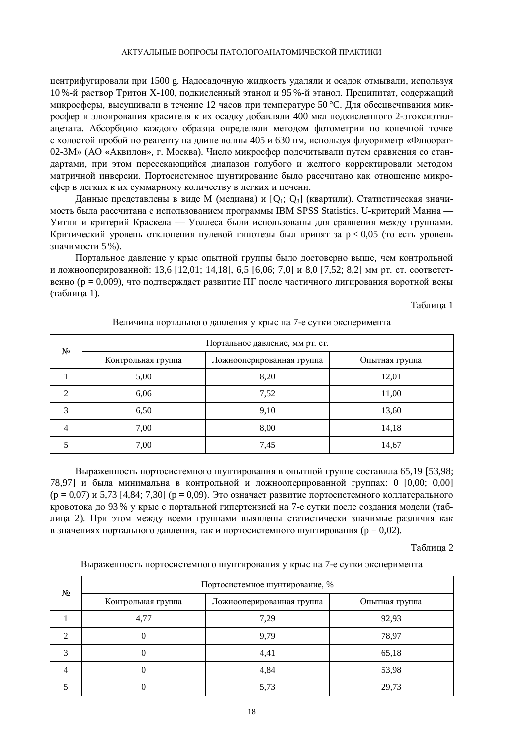центрифугировали при 1500 g. Надосадочную жидкость удаляли и осадок отмывали, используя 10 %-й раствор Тритон Х-100, подкисленный этанол и 95 %-й этанол. Преципитат, содержащий микросферы, высушивали в течение 12 часов при температуре 50 °С. Для обесцвечивания микросфер и элюирования красителя к их осадку добавляли 400 мкл подкисленного 2-этоксиэтилацетата. Абсорбцию каждого образца определяли методом фотометрии по конечной точке с холостой пробой по реагенту на длине волны 405 и 630 нм, используя флуориметр «Флюорат-02-3М» (АО «Аквилон», г. Москва). Число микросфер подсчитывали путем сравнения со стандартами, при этом пересекающийся диапазон голубого и желтого корректировали методом матричной инверсии. Портосистемное шунтирование было рассчитано как отношение микросфер в легких к их суммарному количеству в легких и печени.

Данные представлены в виде М (медиана) и [$Q_1$; $Q_3$] (квартили). Статистическая значимость была рассчитана с использованием программы IBM SPSS Statistics. U-критерий Манна — Уитни и критерий Краскела — Уоллеса были использованы для сравнения между группами. Критический уровень отклонения нулевой гипотезы был принят за $p < 0,05$ (то есть уровень значимости 5 %).

Портальное давление у крыс опытной группы было достоверно выше, чем контрольной и ложнооперированной: 13,6 [12,01; 14,18], 6,5 [6,06; 7,0] и 8,0 [7,52; 8,2] мм рт. ст. соответственно ($p = 0,009$), что подтверждает развитие ПГ после частичного лигирования воротной вены (таблица 1).

Таблица 1

Величина портального давления у крыс на 7-е сутки эксперимента

| № | Портальное давление, мм рт. ст. | | |
|---|---|---|---|
| | Контрольная группа | Ложнооперированная группа | Опытная группа |
| 1 | 5,00 | 8,20 | 12,01 |
| 2 | 6,06 | 7,52 | 11,00 |
| 3 | 6,50 | 9,10 | 13,60 |
| 4 | 7,00 | 8,00 | 14,18 |
| 5 | 7,00 | 7,45 | 14,67 |

Выраженность портосистемного шунтирования в опытной группе составила 65,19 [53,98; 78,97] и была минимальна в контрольной и ложнооперированной группах: 0 [0,00; 0,00] ($p = 0,07$) и 5,73 [4,84; 7,30] ($p = 0,09$). Это означает развитие портосистемного коллатерального кровотока до 93 % у крыс с портальной гипертензией на 7-е сутки после создания модели (таблица 2). При этом между всеми группами выявлены статистически значимые различия как в значениях портального давления, так и портосистемного шунтирования ($p = 0,02$).

Таблица 2

Выраженность портосистемного шунтирования у крыс на 7-е сутки эксперимента

| № | Портосистемное шунтирование, % | | |
|---|---|---|---|
| | Контрольная группа | Ложнооперированная группа | Опытная группа |
| 1 | 4,77 | 7,29 | 92,93 |
| 2 | 0 | 9,79 | 78,97 |
| 3 | 0 | 4,41 | 65,18 |
| 4 | 0 | 4,84 | 53,98 |
| 5 | 0 | 5,73 | 29,73 |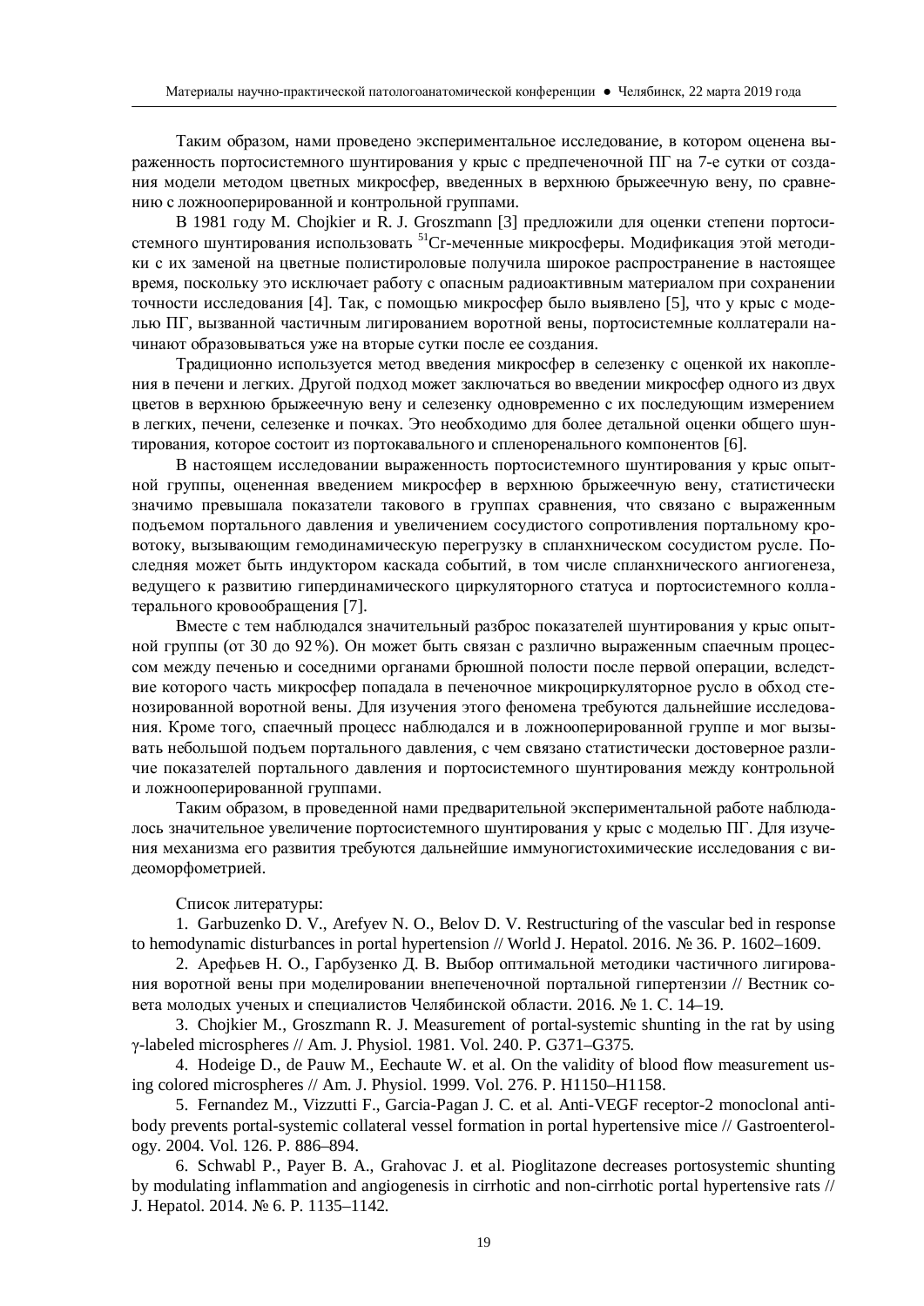Таким образом, нами проведено экспериментальное исследование, в котором оценена выраженность портосистемного шунтирования у крыс с предпеченочной ПГ на 7-е сутки от создания модели методом цветных микросфер, введенных в верхнюю брыжеечную вену, по сравнению с ложнооперированной и контрольной группами.

В 1981 году M. Chojkier и R. J. Groszmann [3] предложили для оценки степени портосистемного шунтирования использовать $^{51}$Cr-меченные микросферы. Модификация этой методики с их заменой на цветные полистироловые получила широкое распространение в настоящее время, поскольку это исключает работу с опасным радиоактивным материалом при сохранении точности исследования [4]. Так, с помощью микросфер было выявлено [5], что у крыс с моделью ПГ, вызванной частичным лигированием воротной вены, портосистемные коллатерали начинают образовываться уже на вторые сутки после ее создания.

Традиционно используется метод введения микросфер в селезенку с оценкой их накопления в печени и легких. Другой подход может заключаться во введении микросфер одного из двух цветов в верхнюю брыжеечную вену и селезенку одновременно с их последующим измерением в легких, печени, селезенке и почках. Это необходимо для более детальной оценки общего шунтирования, которое состоит из портокавального и спленоренального компонентов [6].

В настоящем исследовании выраженность портосистемного шунтирования у крыс опытной группы, оцененная введением микросфер в верхнюю брыжеечную вену, статистически значимо превышала показатели такового в группах сравнения, что связано с выраженным подъемом портального давления и увеличением сосудистого сопротивления портальному кровотоку, вызывающим гемодинамическую перегрузку в спланхническом сосудистом русле. Последняя может быть индуктором каскада событий, в том числе спланхнического ангиогенеза, ведущего к развитию гипердинамического циркуляторного статуса и портосистемного коллатерального кровообращения [7].

Вместе с тем наблюдался значительный разброс показателей шунтирования у крыс опытной группы (от 30 до 92 %). Он может быть связан с различно выраженным спаечным процессом между печенью и соседними органами брюшной полости после первой операции, вследствие которого часть микросфер попадала в печеночное микроциркуляторное русло в обход стенозированной воротной вены. Для изучения этого феномена требуются дальнейшие исследования. Кроме того, спаечный процесс наблюдался и в ложнооперированной группе и мог вызывать небольшой подъем портального давления, с чем связано статистически достоверное различие показателей портального давления и портосистемного шунтирования между контрольной и ложнооперированной группами.

Таким образом, в проведенной нами предварительной экспериментальной работе наблюдалось значительное увеличение портосистемного шунтирования у крыс с моделью ПГ. Для изучения механизма его развития требуются дальнейшие иммуногистохимические исследования с видеоморфометрией.

Список литературы:

1. Garbuzenko D. V., Arefyev N. O., Belov D. V. Restructuring of the vascular bed in response to hemodynamic disturbances in portal hypertension // World J. Hepatol. 2016. № 36. P. 1602–1609.
2. Арефьев Н. О., Гарбузенко Д. В. Выбор оптимальной методики частичного лигирования воротной вены при моделировании внепеченочной портальной гипертензии // Вестник совета молодых ученых и специалистов Челябинской области. 2016. № 1. С. 14–19.
3. Chojkier M., Groszmann R. J. Measurement of portal-systemic shunting in the rat by using γ-labeled microspheres // Am. J. Physiol. 1981. Vol. 240. P. G371–G375.
4. Hodeige D., de Pauw M., Eechaute W. et al. On the validity of blood flow measurement using colored microspheres // Am. J. Physiol. 1999. Vol. 276. P. H1150–H1158.
5. Fernandez M., Vizzutti F., Garcia-Pagan J. C. et al. Anti-VEGF receptor-2 monoclonal antibody prevents portal-systemic collateral vessel formation in portal hypertensive mice // Gastroenterology. 2004. Vol. 126. P. 886–894.
6. Schwabl P., Payer B. A., Grahovac J. et al. Pioglitazone decreases portosystemic shunting by modulating inflammation and angiogenesis in cirrhotic and non-cirrhotic portal hypertensive rats // J. Hepatol. 2014. № 6. P. 1135–1142.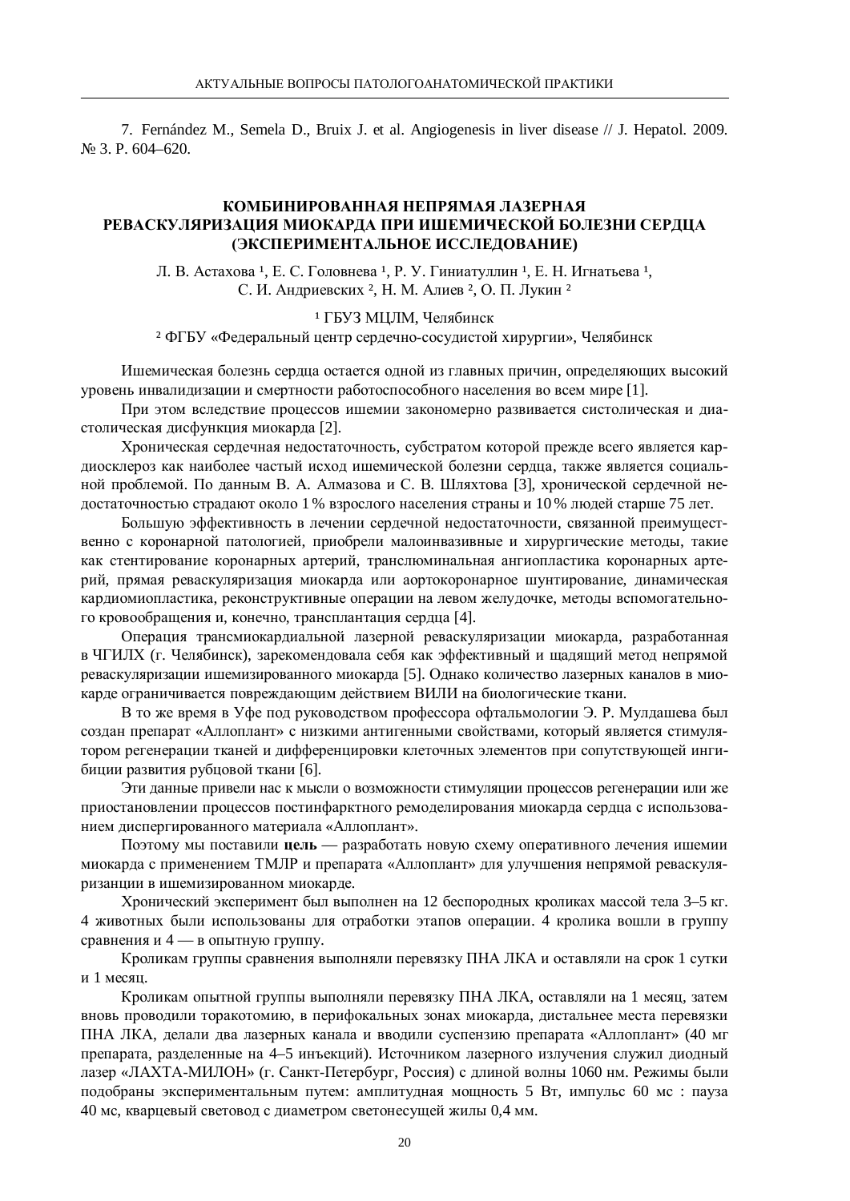7. Fernández M., Semela D., Bruix J. et al. Angiogenesis in liver disease // J. Hepatol. 2009. № 3. P. 604–620.

## КОМБИНИРОВАННАЯ НЕПРЯМАЯ ЛАЗЕРНАЯ РЕВАСКУЛЯРИЗАЦИЯ МИОКАРДА ПРИ ИШЕМИЧЕСКОЙ БОЛЕЗНИ СЕРДЦА (ЭКСПЕРИМЕНТАЛЬНОЕ ИССЛЕДОВАНИЕ)

Л. В. Астахова [1], Е. С. Головнева [1], Р. У. Гиниатуллин [1], Е. Н. Игнатьева [1], С. И. Андриевских [2], Н. М. Алиев [2], О. П. Лукин [2]

[1] ГБУЗ МЦЛМ, Челябинск

[2] ФГБУ «Федеральный центр сердечно-сосудистой хирургии», Челябинск

Ишемическая болезнь сердца остается одной из главных причин, определяющих высокий уровень инвалидизации и смертности работоспособного населения во всем мире [1].

При этом вследствие процессов ишемии закономерно развивается систолическая и диастолическая дисфункция миокарда [2].

Хроническая сердечная недостаточность, субстратом которой прежде всего является кардиосклероз как наиболее частый исход ишемической болезни сердца, также является социальной проблемой. По данным В. А. Алмазова и С. В. Шляхтова [3], хронической сердечной недостаточностью страдают около 1 % взрослого населения страны и 10 % людей старше 75 лет.

Большую эффективность в лечении сердечной недостаточности, связанной преимущественно с коронарной патологией, приобрели малоинвазивные и хирургические методы, такие как стентирование коронарных артерий, транслюминальная ангиопластика коронарных артерий, прямая реваскуляризация миокарда или аортокоронарное шунтирование, динамическая кардиомиопластика, реконструктивные операции на левом желудочке, методы вспомогательного кровообращения и, конечно, трансплантация сердца [4].

Операция трансмиокардиальной лазерной реваскуляризации миокарда, разработанная в ЧГИЛХ (г. Челябинск), зарекомендовала себя как эффективный и щадящий метод непрямой реваскуляризации ишемизированного миокарда [5]. Однако количество лазерных каналов в миокарде ограничивается повреждающим действием ВИЛИ на биологические ткани.

В то же время в Уфе под руководством профессора офтальмологии Э. Р. Мулдашева был создан препарат «Аллоплант» с низкими антигенными свойствами, который является стимулятором регенерации тканей и дифференцировки клеточных элементов при сопутствующей ингибиции развития рубцовой ткани [6].

Эти данные привели нас к мысли о возможности стимуляции процессов регенерации или же приостановлении процессов постинфарктного ремоделирования миокарда сердца с использованием диспергированного материала «Аллоплант».

Поэтому мы поставили **цель** — разработать новую схему оперативного лечения ишемии миокарда с применением ТМЛР и препарата «Аллоплант» для улучшения непрямой реваскуляризанции в ишемизированном миокарде.

Хронический эксперимент был выполнен на 12 беспородных кроликах массой тела 3–5 кг. 4 животных были использованы для отработки этапов операции. 4 кролика вошли в группу сравнения и 4 — в опытную группу.

Кроликам группы сравнения выполняли перевязку ПНА ЛКА и оставляли на срок 1 сутки и 1 месяц.

Кроликам опытной группы выполняли перевязку ПНА ЛКА, оставляли на 1 месяц, затем вновь проводили торакотомию, в перифокальных зонах миокарда, дистальнее места перевязки ПНА ЛКА, делали два лазерных канала и вводили суспензию препарата «Аллоплант» (40 мг препарата, разделенные на 4–5 инъекций). Источником лазерного излучения служил диодный лазер «ЛАХТА-МИЛОН» (г. Санкт-Петербург, Россия) с длиной волны 1060 нм. Режимы были подобраны экспериментальным путем: амплитудная мощность 5 Вт, импульс 60 мс : пауза 40 мс, кварцевый световод с диаметром светонесущей жилы 0,4 мм.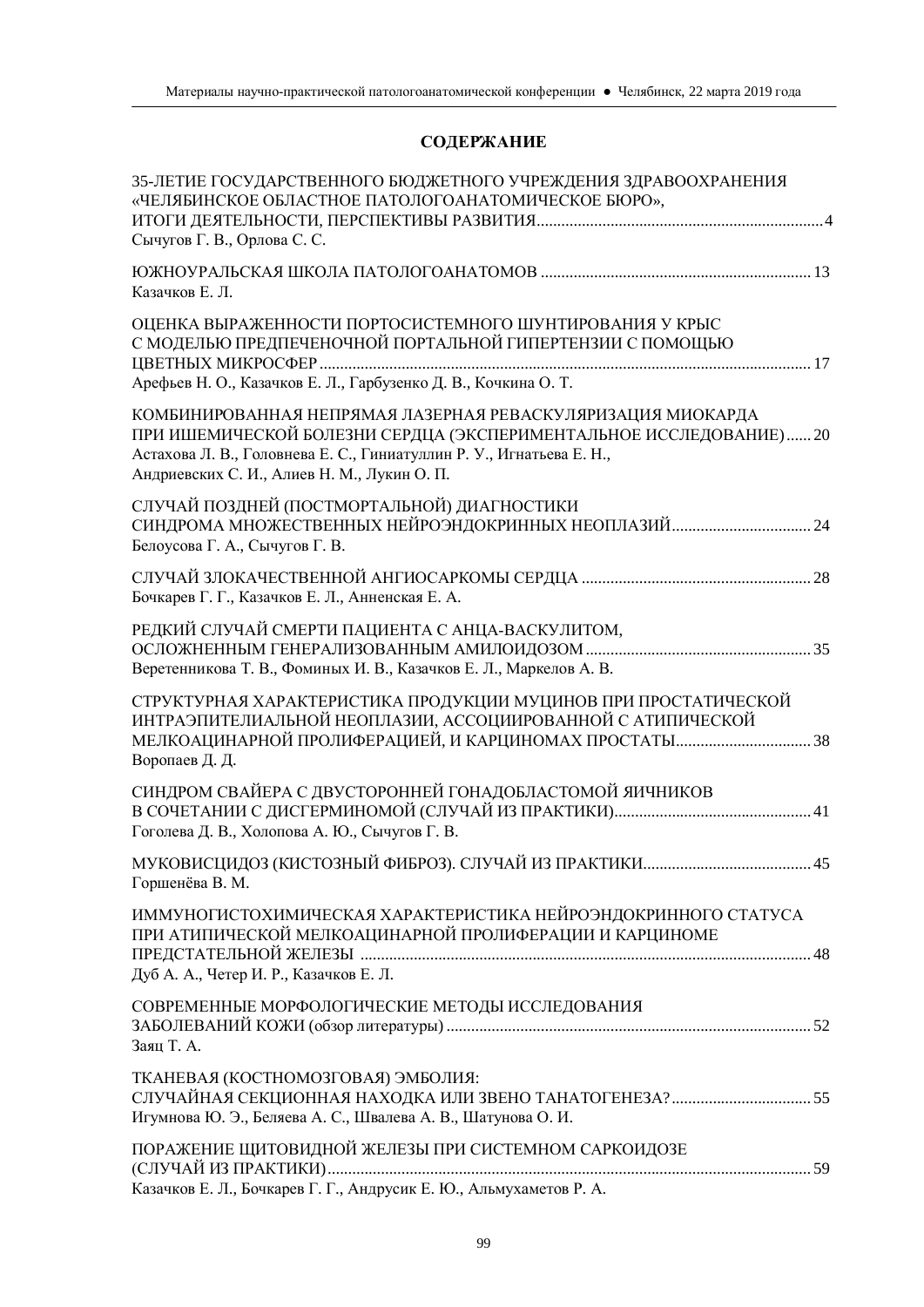## СОДЕРЖАНИЕ

35-ЛЕТИЕ ГОСУДАРСТВЕННОГО БЮДЖЕТНОГО УЧРЕЖДЕНИЯ ЗДРАВООХРАНЕНИЯ «ЧЕЛЯБИНСКОЕ ОБЛАСТНОЕ ПАТОЛОГОАНАТОМИЧЕСКОЕ БЮРО», ИТОГИ ДЕЯТЕЛЬНОСТИ, ПЕРСПЕКТИВЫ РАЗВИТИЯ ..... 4
Сычугов Г. В., Орлова С. С.

ЮЖНОУРАЛЬСКАЯ ШКОЛА ПАТОЛОГОАНАТОМОВ ..... 13
Казачков Е. Л.

ОЦЕНКА ВЫРАЖЕННОСТИ ПОРТОСИСТЕМНОГО ШУНТИРОВАНИЯ У КРЫС С МОДЕЛЬЮ ПРЕДПЕЧЕНОЧНОЙ ПОРТАЛЬНОЙ ГИПЕРТЕНЗИИ С ПОМОЩЬЮ ЦВЕТНЫХ МИКРОСФЕР ..... 17
Арефьев Н. О., Казачков Е. Л., Гарбузенко Д. В., Кочкина О. Т.

КОМБИНИРОВАННАЯ НЕПРЯМАЯ ЛАЗЕРНАЯ РЕВАСКУЛЯРИЗАЦИЯ МИОКАРДА ПРИ ИШЕМИЧЕСКОЙ БОЛЕЗНИ СЕРДЦА (ЭКСПЕРИМЕНТАЛЬНОЕ ИССЛЕДОВАНИЕ) ..... 20
Астахова Л. В., Головнева Е. С., Гиниатуллин Р. У., Игнатьева Е. Н., Андриевских С. И., Алиев Н. М., Лукин О. П.

СЛУЧАЙ ПОЗДНЕЙ (ПОСТМОРТАЛЬНОЙ) ДИАГНОСТИКИ СИНДРОМА МНОЖЕСТВЕННЫХ НЕЙРОЭНДОКРИННЫХ НЕОПЛАЗИЙ ..... 24
Белоусова Г. А., Сычугов Г. В.

СЛУЧАЙ ЗЛОКАЧЕСТВЕННОЙ АНГИОСАРКОМЫ СЕРДЦА ..... 28
Бочкарев Г. Г., Казачков Е. Л., Анненская Е. А.

РЕДКИЙ СЛУЧАЙ СМЕРТИ ПАЦИЕНТА С АНЦА-ВАСКУЛИТОМ, ОСЛОЖНЕННЫМ ГЕНЕРАЛИЗОВАННЫМ АМИЛОИДОЗОМ ..... 35
Веретенникова Т. В., Фоминых И. В., Казачков Е. Л., Маркелов А. В.

СТРУКТУРНАЯ ХАРАКТЕРИСТИКА ПРОДУКЦИИ МУЦИНОВ ПРИ ПРОСТАТИЧЕСКОЙ ИНТРАЭПИТЕЛИАЛЬНОЙ НЕОПЛАЗИИ, АССОЦИИРОВАННОЙ С АТИПИЧЕСКОЙ МЕЛКОАЦИНАРНОЙ ПРОЛИФЕРАЦИЕЙ, И КАРЦИНОМАХ ПРОСТАТЫ ..... 38
Воропаев Д. Д.

СИНДРОМ СВАЙЕРА С ДВУСТОРОННЕЙ ГОНАДОБЛАСТОМОЙ ЯИЧНИКОВ В СОЧЕТАНИИ С ДИСГЕРМИНОМОЙ (СЛУЧАЙ ИЗ ПРАКТИКИ) ..... 41
Гоголева Д. В., Холопова А. Ю., Сычугов Г. В.

МУКОВИСЦИДОЗ (КИСТОЗНЫЙ ФИБРОЗ). СЛУЧАЙ ИЗ ПРАКТИКИ ..... 45
Горшенёва В. М.

ИММУНОГИСТОХИМИЧЕСКАЯ ХАРАКТЕРИСТИКА НЕЙРОЭНДОКРИННОГО СТАТУСА ПРИ АТИПИЧЕСКОЙ МЕЛКОАЦИНАРНОЙ ПРОЛИФЕРАЦИИ И КАРЦИНОМЕ ПРЕДСТАТЕЛЬНОЙ ЖЕЛЕЗЫ ..... 48
Дуб А. А., Четер И. Р., Казачков Е. Л.

СОВРЕМЕННЫЕ МОРФОЛОГИЧЕСКИЕ МЕТОДЫ ИССЛЕДОВАНИЯ ЗАБОЛЕВАНИЙ КОЖИ (обзор литературы) ..... 52
Заяц Т. А.

ТКАНЕВАЯ (КОСТНОМОЗГОВАЯ) ЭМБОЛИЯ: СЛУЧАЙНАЯ СЕКЦИОННАЯ НАХОДКА ИЛИ ЗВЕНО ТАНАТОГЕНЕЗА? ..... 55
Игумнова Ю. Э., Беляева А. С., Швалева А. В., Шатунова О. И.

ПОРАЖЕНИЕ ЩИТОВИДНОЙ ЖЕЛЕЗЫ ПРИ СИСТЕМНОМ САРКОИДОЗЕ (СЛУЧАЙ ИЗ ПРАКТИКИ) ..... 59
Казачков Е. Л., Бочкарев Г. Г., Андрусик Е. Ю., Альмухаметов Р. А.